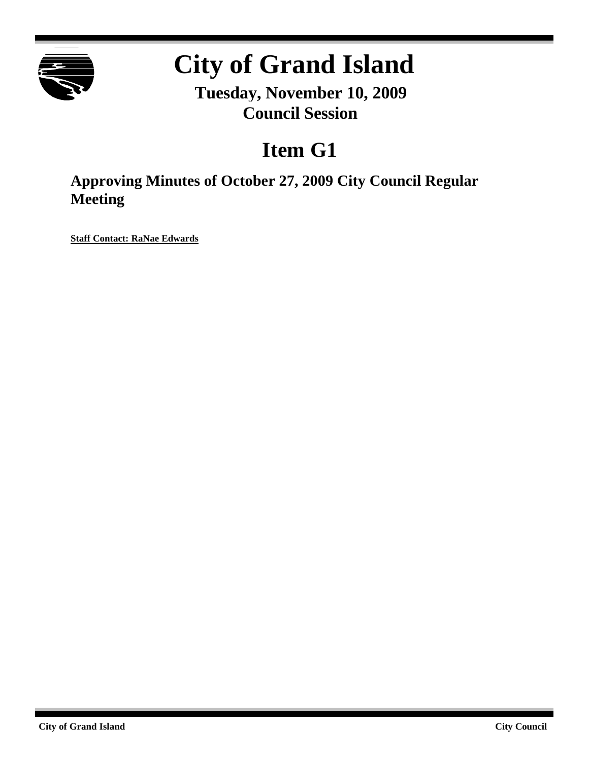# City of Grand Island

**Tuesday, November 10, 2009**
**Council Session**

## Item G1

### Approving Minutes of October 27, 2009 City Council Regular Meeting

**Staff Contact: RaNae Edwards**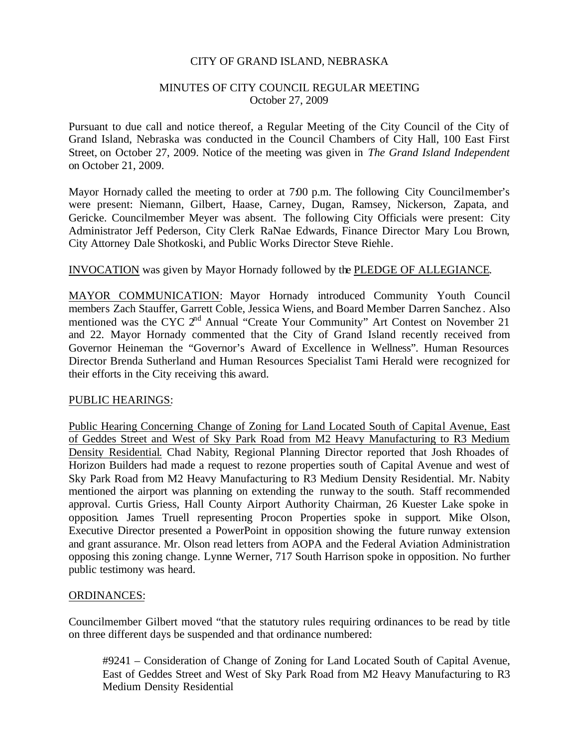CITY OF GRAND ISLAND, NEBRASKA

MINUTES OF CITY COUNCIL REGULAR MEETING
October 27, 2009

Pursuant to due call and notice thereof, a Regular Meeting of the City Council of the City of Grand Island, Nebraska was conducted in the Council Chambers of City Hall, 100 East First Street, on October 27, 2009. Notice of the meeting was given in *The Grand Island Independent* on October 21, 2009.

Mayor Hornady called the meeting to order at 7:00 p.m. The following City Councilmember's were present: Niemann, Gilbert, Haase, Carney, Dugan, Ramsey, Nickerson, Zapata, and Gericke. Councilmember Meyer was absent. The following City Officials were present: City Administrator Jeff Pederson, City Clerk RaNae Edwards, Finance Director Mary Lou Brown, City Attorney Dale Shotkoski, and Public Works Director Steve Riehle.

INVOCATION was given by Mayor Hornady followed by the PLEDGE OF ALLEGIANCE.

MAYOR COMMUNICATION: Mayor Hornady introduced Community Youth Council members Zach Stauffer, Garrett Coble, Jessica Wiens, and Board Member Darren Sanchez. Also mentioned was the CYC 2nd Annual "Create Your Community" Art Contest on November 21 and 22. Mayor Hornady commented that the City of Grand Island recently received from Governor Heineman the "Governor's Award of Excellence in Wellness". Human Resources Director Brenda Sutherland and Human Resources Specialist Tami Herald were recognized for their efforts in the City receiving this award.

PUBLIC HEARINGS:

Public Hearing Concerning Change of Zoning for Land Located South of Capital Avenue, East of Geddes Street and West of Sky Park Road from M2 Heavy Manufacturing to R3 Medium Density Residential. Chad Nabity, Regional Planning Director reported that Josh Rhoades of Horizon Builders had made a request to rezone properties south of Capital Avenue and west of Sky Park Road from M2 Heavy Manufacturing to R3 Medium Density Residential. Mr. Nabity mentioned the airport was planning on extending the runway to the south. Staff recommended approval. Curtis Griess, Hall County Airport Authority Chairman, 26 Kuester Lake spoke in opposition. James Truell representing Procon Properties spoke in support. Mike Olson, Executive Director presented a PowerPoint in opposition showing the future runway extension and grant assurance. Mr. Olson read letters from AOPA and the Federal Aviation Administration opposing this zoning change. Lynne Werner, 717 South Harrison spoke in opposition. No further public testimony was heard.

ORDINANCES:

Councilmember Gilbert moved "that the statutory rules requiring ordinances to be read by title on three different days be suspended and that ordinance numbered:

> #9241 – Consideration of Change of Zoning for Land Located South of Capital Avenue, East of Geddes Street and West of Sky Park Road from M2 Heavy Manufacturing to R3 Medium Density Residential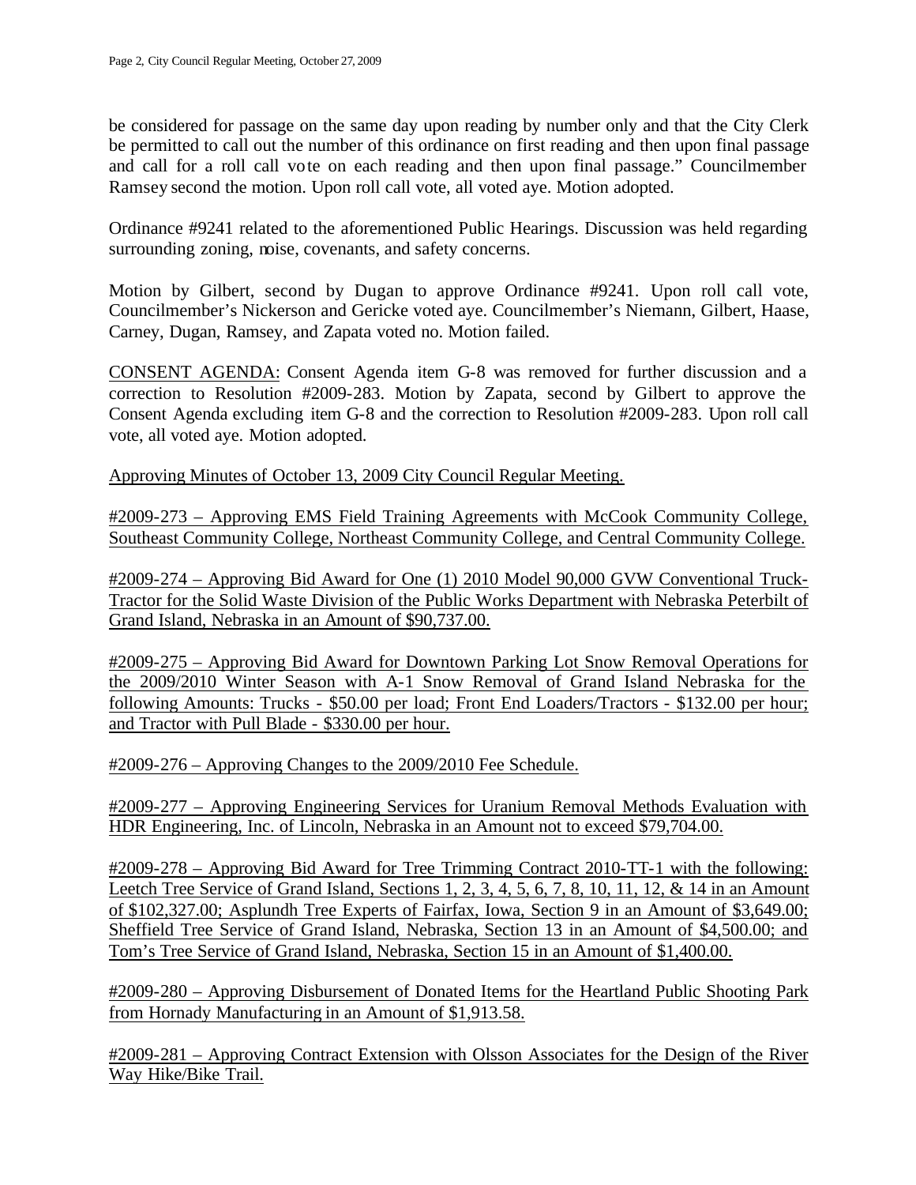be considered for passage on the same day upon reading by number only and that the City Clerk be permitted to call out the number of this ordinance on first reading and then upon final passage and call for a roll call vote on each reading and then upon final passage." Councilmember Ramsey second the motion. Upon roll call vote, all voted aye. Motion adopted.

Ordinance #9241 related to the aforementioned Public Hearings. Discussion was held regarding surrounding zoning, noise, covenants, and safety concerns.

Motion by Gilbert, second by Dugan to approve Ordinance #9241. Upon roll call vote, Councilmember's Nickerson and Gericke voted aye. Councilmember's Niemann, Gilbert, Haase, Carney, Dugan, Ramsey, and Zapata voted no. Motion failed.

CONSENT AGENDA: Consent Agenda item G-8 was removed for further discussion and a correction to Resolution #2009-283. Motion by Zapata, second by Gilbert to approve the Consent Agenda excluding item G-8 and the correction to Resolution #2009-283. Upon roll call vote, all voted aye. Motion adopted.

Approving Minutes of October 13, 2009 City Council Regular Meeting.

#2009-273 – Approving EMS Field Training Agreements with McCook Community College, Southeast Community College, Northeast Community College, and Central Community College.

#2009-274 – Approving Bid Award for One (1) 2010 Model 90,000 GVW Conventional Truck-Tractor for the Solid Waste Division of the Public Works Department with Nebraska Peterbilt of Grand Island, Nebraska in an Amount of $90,737.00.

#2009-275 – Approving Bid Award for Downtown Parking Lot Snow Removal Operations for the 2009/2010 Winter Season with A-1 Snow Removal of Grand Island Nebraska for the following Amounts: Trucks - $50.00 per load; Front End Loaders/Tractors - $132.00 per hour; and Tractor with Pull Blade - $330.00 per hour.

#2009-276 – Approving Changes to the 2009/2010 Fee Schedule.

#2009-277 – Approving Engineering Services for Uranium Removal Methods Evaluation with HDR Engineering, Inc. of Lincoln, Nebraska in an Amount not to exceed $79,704.00.

#2009-278 – Approving Bid Award for Tree Trimming Contract 2010-TT-1 with the following: Leetch Tree Service of Grand Island, Sections 1, 2, 3, 4, 5, 6, 7, 8, 10, 11, 12, & 14 in an Amount of $102,327.00; Asplundh Tree Experts of Fairfax, Iowa, Section 9 in an Amount of $3,649.00; Sheffield Tree Service of Grand Island, Nebraska, Section 13 in an Amount of $4,500.00; and Tom's Tree Service of Grand Island, Nebraska, Section 15 in an Amount of $1,400.00.

#2009-280 – Approving Disbursement of Donated Items for the Heartland Public Shooting Park from Hornady Manufacturing in an Amount of $1,913.58.

#2009-281 – Approving Contract Extension with Olsson Associates for the Design of the River Way Hike/Bike Trail.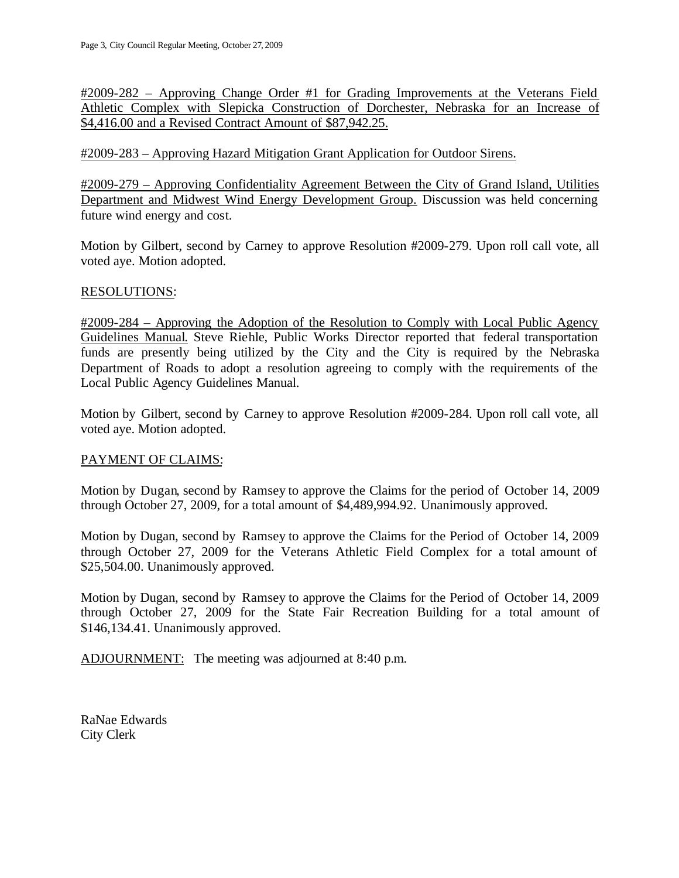#2009-282 – Approving Change Order #1 for Grading Improvements at the Veterans Field Athletic Complex with Slepicka Construction of Dorchester, Nebraska for an Increase of $4,416.00 and a Revised Contract Amount of $87,942.25.

#2009-283 – Approving Hazard Mitigation Grant Application for Outdoor Sirens.

#2009-279 – Approving Confidentiality Agreement Between the City of Grand Island, Utilities Department and Midwest Wind Energy Development Group. Discussion was held concerning future wind energy and cost.

Motion by Gilbert, second by Carney to approve Resolution #2009-279. Upon roll call vote, all voted aye. Motion adopted.

RESOLUTIONS:

#2009-284 – Approving the Adoption of the Resolution to Comply with Local Public Agency Guidelines Manual. Steve Riehle, Public Works Director reported that federal transportation funds are presently being utilized by the City and the City is required by the Nebraska Department of Roads to adopt a resolution agreeing to comply with the requirements of the Local Public Agency Guidelines Manual.

Motion by Gilbert, second by Carney to approve Resolution #2009-284. Upon roll call vote, all voted aye. Motion adopted.

PAYMENT OF CLAIMS:

Motion by Dugan, second by Ramsey to approve the Claims for the period of October 14, 2009 through October 27, 2009, for a total amount of $4,489,994.92. Unanimously approved.

Motion by Dugan, second by Ramsey to approve the Claims for the Period of October 14, 2009 through October 27, 2009 for the Veterans Athletic Field Complex for a total amount of $25,504.00. Unanimously approved.

Motion by Dugan, second by Ramsey to approve the Claims for the Period of October 14, 2009 through October 27, 2009 for the State Fair Recreation Building for a total amount of $146,134.41. Unanimously approved.

ADJOURNMENT: The meeting was adjourned at 8:40 p.m.

RaNae Edwards
City Clerk